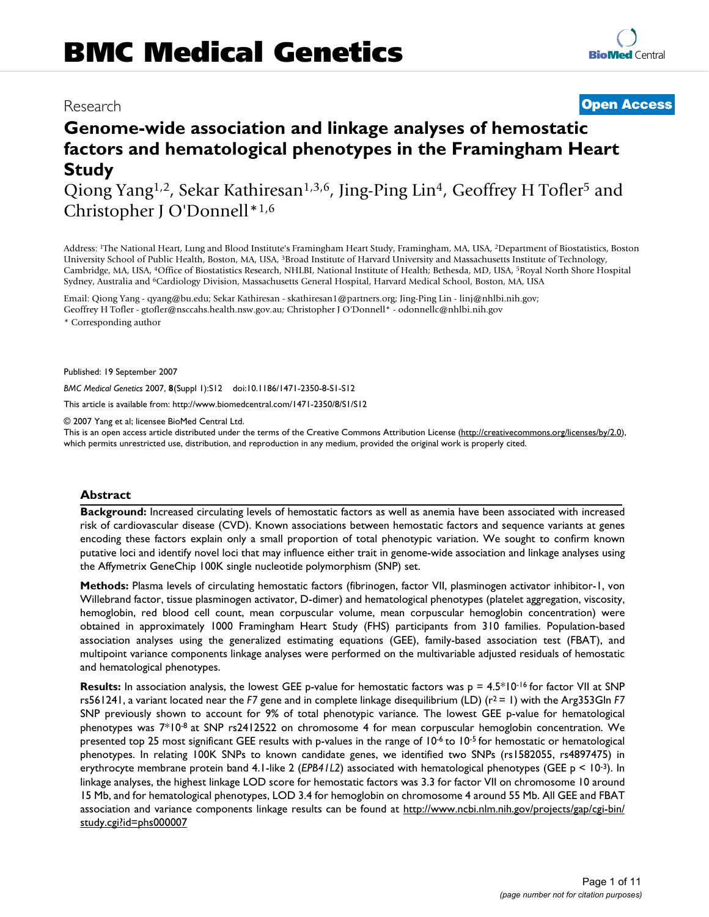# BMC Medical Genetics

Research

**Open Access**

# Genome-wide association and linkage analyses of hemostatic factors and hematological phenotypes in the Framingham Heart Study

Qiong Yang[1,2], Sekar Kathiresan[1,3,6], Jing-Ping Lin[4], Geoffrey H Tofler[5] and Christopher J O'Donnell*[1,6]

Address: [1]The National Heart, Lung and Blood Institute's Framingham Heart Study, Framingham, MA, USA, [2]Department of Biostatistics, Boston University School of Public Health, Boston, MA, USA, [3]Broad Institute of Harvard University and Massachusetts Institute of Technology, Cambridge, MA, USA, [4]Office of Biostatistics Research, NHLBI, National Institute of Health; Bethesda, MD, USA, [5]Royal North Shore Hospital Sydney, Australia and [6]Cardiology Division, Massachusetts General Hospital, Harvard Medical School, Boston, MA, USA

Email: Qiong Yang - qyang@bu.edu; Sekar Kathiresan - skathiresan1@partners.org; Jing-Ping Lin - linj@nhlbi.nih.gov; Geoffrey H Tofler - gtofler@nsccahs.health.nsw.gov.au; Christopher J O'Donnell* - odonnellc@nhlbi.nih.gov

\* Corresponding author

Published: 19 September 2007

*BMC Medical Genetics* 2007, **8**(Suppl 1):S12 doi:10.1186/1471-2350-8-S1-S12

This article is available from: http://www.biomedcentral.com/1471-2350/8/S1/S12

© 2007 Yang et al; licensee BioMed Central Ltd.

This is an open access article distributed under the terms of the Creative Commons Attribution License (http://creativecommons.org/licenses/by/2.0), which permits unrestricted use, distribution, and reproduction in any medium, provided the original work is properly cited.

## Abstract

**Background:** Increased circulating levels of hemostatic factors as well as anemia have been associated with increased risk of cardiovascular disease (CVD). Known associations between hemostatic factors and sequence variants at genes encoding these factors explain only a small proportion of total phenotypic variation. We sought to confirm known putative loci and identify novel loci that may influence either trait in genome-wide association and linkage analyses using the Affymetrix GeneChip 100K single nucleotide polymorphism (SNP) set.

**Methods:** Plasma levels of circulating hemostatic factors (fibrinogen, factor VII, plasminogen activator inhibitor-1, von Willebrand factor, tissue plasminogen activator, D-dimer) and hematological phenotypes (platelet aggregation, viscosity, hemoglobin, red blood cell count, mean corpuscular volume, mean corpuscular hemoglobin concentration) were obtained in approximately 1000 Framingham Heart Study (FHS) participants from 310 families. Population-based association analyses using the generalized estimating equations (GEE), family-based association test (FBAT), and multipoint variance components linkage analyses were performed on the multivariable adjusted residuals of hemostatic and hematological phenotypes.

**Results:** In association analysis, the lowest GEE p-value for hemostatic factors was $p = 4.5*10^{-16}$ for factor VII at SNP rs561241, a variant located near the *F7* gene and in complete linkage disequilibrium (LD) ($r^2 = 1$) with the Arg353Gln *F7* SNP previously shown to account for 9% of total phenotypic variance. The lowest GEE p-value for hematological phenotypes was $7*10^{-8}$ at SNP rs2412522 on chromosome 4 for mean corpuscular hemoglobin concentration. We presented top 25 most significant GEE results with p-values in the range of $10^{-6}$ to $10^{-5}$ for hemostatic or hematological phenotypes. In relating 100K SNPs to known candidate genes, we identified two SNPs (rs1582055, rs4897475) in erythrocyte membrane protein band 4.1-like 2 (*EPB41L2*) associated with hematological phenotypes (GEE $p < 10^{-3}$). In linkage analyses, the highest linkage LOD score for hemostatic factors was 3.3 for factor VII on chromosome 10 around 15 Mb, and for hematological phenotypes, LOD 3.4 for hemoglobin on chromosome 4 around 55 Mb. All GEE and FBAT association and variance components linkage results can be found at http://www.ncbi.nlm.nih.gov/projects/gap/cgi-bin/study.cgi?id=phs000007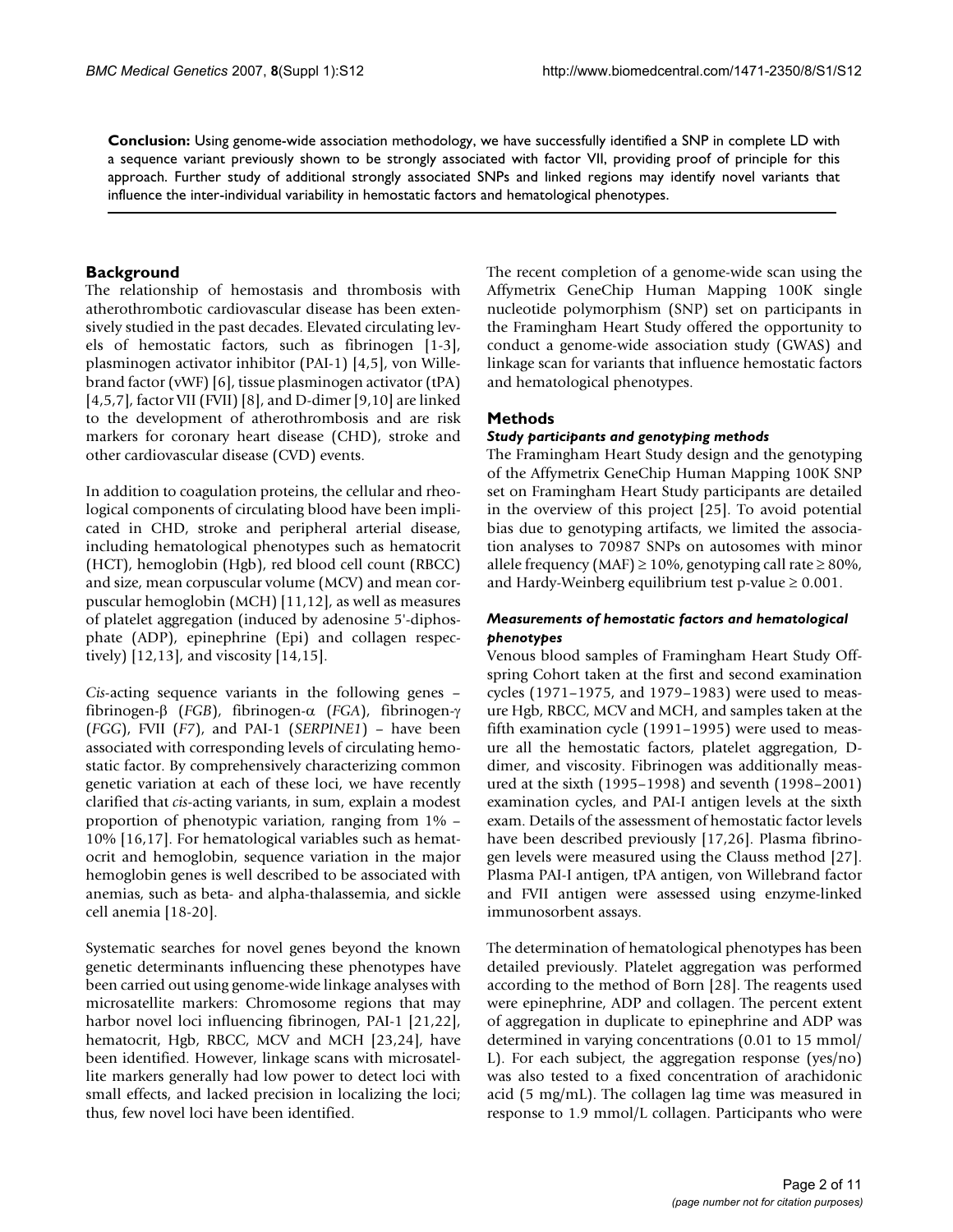**Conclusion:** Using genome-wide association methodology, we have successfully identified a SNP in complete LD with a sequence variant previously shown to be strongly associated with factor VII, providing proof of principle for this approach. Further study of additional strongly associated SNPs and linked regions may identify novel variants that influence the inter-individual variability in hemostatic factors and hematological phenotypes.

## Background

The relationship of hemostasis and thrombosis with atherothrombotic cardiovascular disease has been extensively studied in the past decades. Elevated circulating levels of hemostatic factors, such as fibrinogen [1-3], plasminogen activator inhibitor (PAI-1) [4,5], von Willebrand factor (vWF) [6], tissue plasminogen activator (tPA) [4,5,7], factor VII (FVII) [8], and D-dimer [9,10] are linked to the development of atherothrombosis and are risk markers for coronary heart disease (CHD), stroke and other cardiovascular disease (CVD) events.

In addition to coagulation proteins, the cellular and rheological components of circulating blood have been implicated in CHD, stroke and peripheral arterial disease, including hematological phenotypes such as hematocrit (HCT), hemoglobin (Hgb), red blood cell count (RBCC) and size, mean corpuscular volume (MCV) and mean corpuscular hemoglobin (MCH) [11,12], as well as measures of platelet aggregation (induced by adenosine 5'-diphosphate (ADP), epinephrine (Epi) and collagen respectively) [12,13], and viscosity [14,15].

*Cis*-acting sequence variants in the following genes – fibrinogen-β (*FGB*), fibrinogen-α (*FGA*), fibrinogen-γ (*FGG*), FVII (*F7*), and PAI-1 (*SERPINE1*) – have been associated with corresponding levels of circulating hemostatic factor. By comprehensively characterizing common genetic variation at each of these loci, we have recently clarified that *cis*-acting variants, in sum, explain a modest proportion of phenotypic variation, ranging from 1% – 10% [16,17]. For hematological variables such as hematocrit and hemoglobin, sequence variation in the major hemoglobin genes is well described to be associated with anemias, such as beta- and alpha-thalassemia, and sickle cell anemia [18-20].

Systematic searches for novel genes beyond the known genetic determinants influencing these phenotypes have been carried out using genome-wide linkage analyses with microsatellite markers: Chromosome regions that may harbor novel loci influencing fibrinogen, PAI-1 [21,22], hematocrit, Hgb, RBCC, MCV and MCH [23,24], have been identified. However, linkage scans with microsatellite markers generally had low power to detect loci with small effects, and lacked precision in localizing the loci; thus, few novel loci have been identified.

The recent completion of a genome-wide scan using the Affymetrix GeneChip Human Mapping 100K single nucleotide polymorphism (SNP) set on participants in the Framingham Heart Study offered the opportunity to conduct a genome-wide association study (GWAS) and linkage scan for variants that influence hemostatic factors and hematological phenotypes.

## Methods

### *Study participants and genotyping methods*

The Framingham Heart Study design and the genotyping of the Affymetrix GeneChip Human Mapping 100K SNP set on Framingham Heart Study participants are detailed in the overview of this project [25]. To avoid potential bias due to genotyping artifacts, we limited the association analyses to 70987 SNPs on autosomes with minor allele frequency (MAF) ≥ 10%, genotyping call rate ≥ 80%, and Hardy-Weinberg equilibrium test p-value ≥ 0.001.

### *Measurements of hemostatic factors and hematological phenotypes*

Venous blood samples of Framingham Heart Study Offspring Cohort taken at the first and second examination cycles (1971–1975, and 1979–1983) were used to measure Hgb, RBCC, MCV and MCH, and samples taken at the fifth examination cycle (1991–1995) were used to measure all the hemostatic factors, platelet aggregation, D-dimer, and viscosity. Fibrinogen was additionally measured at the sixth (1995–1998) and seventh (1998–2001) examination cycles, and PAI-I antigen levels at the sixth exam. Details of the assessment of hemostatic factor levels have been described previously [17,26]. Plasma fibrinogen levels were measured using the Clauss method [27]. Plasma PAI-I antigen, tPA antigen, von Willebrand factor and FVII antigen were assessed using enzyme-linked immunosorbent assays.

The determination of hematological phenotypes has been detailed previously. Platelet aggregation was performed according to the method of Born [28]. The reagents used were epinephrine, ADP and collagen. The percent extent of aggregation in duplicate to epinephrine and ADP was determined in varying concentrations (0.01 to 15 mmol/L). For each subject, the aggregation response (yes/no) was also tested to a fixed concentration of arachidonic acid (5 mg/mL). The collagen lag time was measured in response to 1.9 mmol/L collagen. Participants who were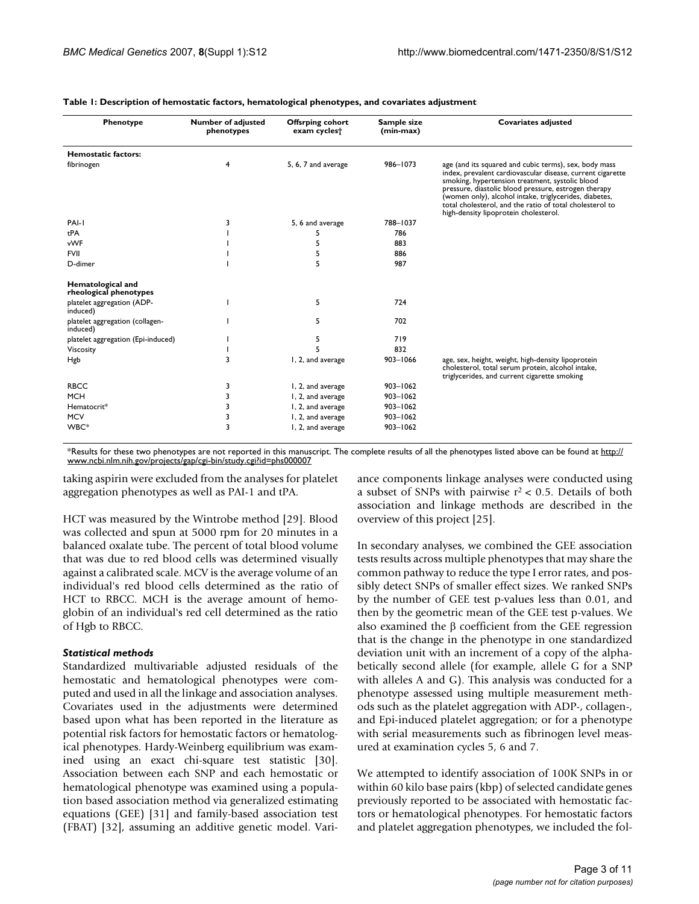**Table 1: Description of hemostatic factors, hematological phenotypes, and covariates adjustment**

| Phenotype | Number of adjusted phenotypes | Offsrping cohort exam cycles† | Sample size (min-max) | Covariates adjusted |
|---|---|---|---|---|
| **Hemostatic factors:** | | | | |
| fibrinogen | 4 | 5, 6, 7 and average | 986–1073 | age (and its squared and cubic terms), sex, body mass index, prevalent cardiovascular disease, current cigarette smoking, hypertension treatment, systolic blood pressure, diastolic blood pressure, estrogen therapy (women only), alcohol intake, triglycerides, diabetes, total cholesterol, and the ratio of total cholesterol to high-density lipoprotein cholesterol. |
| PAI-1 | 3 | 5, 6 and average | 788–1037 | |
| tPA | 1 | 5 | 786 | |
| vWF | 1 | 5 | 883 | |
| FVII | 1 | 5 | 886 | |
| D-dimer | 1 | 5 | 987 | |
| **Hematological and rheological phenotypes** | | | | |
| platelet aggregation (ADP-induced) | 1 | 5 | 724 | |
| platelet aggregation (collagen-induced) | 1 | 5 | 702 | |
| platelet aggregation (Epi-induced) | 1 | 5 | 719 | |
| Viscosity | 1 | 5 | 832 | |
| Hgb | 3 | 1, 2, and average | 903–1066 | age, sex, height, weight, high-density lipoprotein cholesterol, total serum protein, alcohol intake, triglycerides, and current cigarette smoking |
| RBCC | 3 | 1, 2, and average | 903–1062 | |
| MCH | 3 | 1, 2, and average | 903–1062 | |
| Hematocrit* | 3 | 1, 2, and average | 903–1062 | |
| MCV | 3 | 1, 2, and average | 903–1062 | |
| WBC* | 3 | 1, 2, and average | 903–1062 | |

*Results for these two phenotypes are not reported in this manuscript. The complete results of all the phenotypes listed above can be found at http://www.ncbi.nlm.nih.gov/projects/gap/cgi-bin/study.cgi?id=phs000007

taking aspirin were excluded from the analyses for platelet aggregation phenotypes as well as PAI-1 and tPA.

HCT was measured by the Wintrobe method [29]. Blood was collected and spun at 5000 rpm for 20 minutes in a balanced oxalate tube. The percent of total blood volume that was due to red blood cells was determined visually against a calibrated scale. MCV is the average volume of an individual's red blood cells determined as the ratio of HCT to RBCC. MCH is the average amount of hemoglobin of an individual's red cell determined as the ratio of Hgb to RBCC.

### *Statistical methods*

Standardized multivariable adjusted residuals of the hemostatic and hematological phenotypes were computed and used in all the linkage and association analyses. Covariates used in the adjustments were determined based upon what has been reported in the literature as potential risk factors for hemostatic factors or hematological phenotypes. Hardy-Weinberg equilibrium was examined using an exact chi-square test statistic [30]. Association between each SNP and each hemostatic or hematological phenotype was examined using a population based association method via generalized estimating equations (GEE) [31] and family-based association test (FBAT) [32], assuming an additive genetic model. Variance components linkage analyses were conducted using a subset of SNPs with pairwise $r^2 < 0.5$. Details of both association and linkage methods are described in the overview of this project [25].

In secondary analyses, we combined the GEE association tests results across multiple phenotypes that may share the common pathway to reduce the type I error rates, and possibly detect SNPs of smaller effect sizes. We ranked SNPs by the number of GEE test p-values less than 0.01, and then by the geometric mean of the GEE test p-values. We also examined the $\beta$ coefficient from the GEE regression that is the change in the phenotype in one standardized deviation unit with an increment of a copy of the alphabetically second allele (for example, allele G for a SNP with alleles A and G). This analysis was conducted for a phenotype assessed using multiple measurement methods such as the platelet aggregation with ADP-, collagen-, and Epi-induced platelet aggregation; or for a phenotype with serial measurements such as fibrinogen level measured at examination cycles 5, 6 and 7.

We attempted to identify association of 100K SNPs in or within 60 kilo base pairs (kbp) of selected candidate genes previously reported to be associated with hemostatic factors or hematological phenotypes. For hemostatic factors and platelet aggregation phenotypes, we included the fol-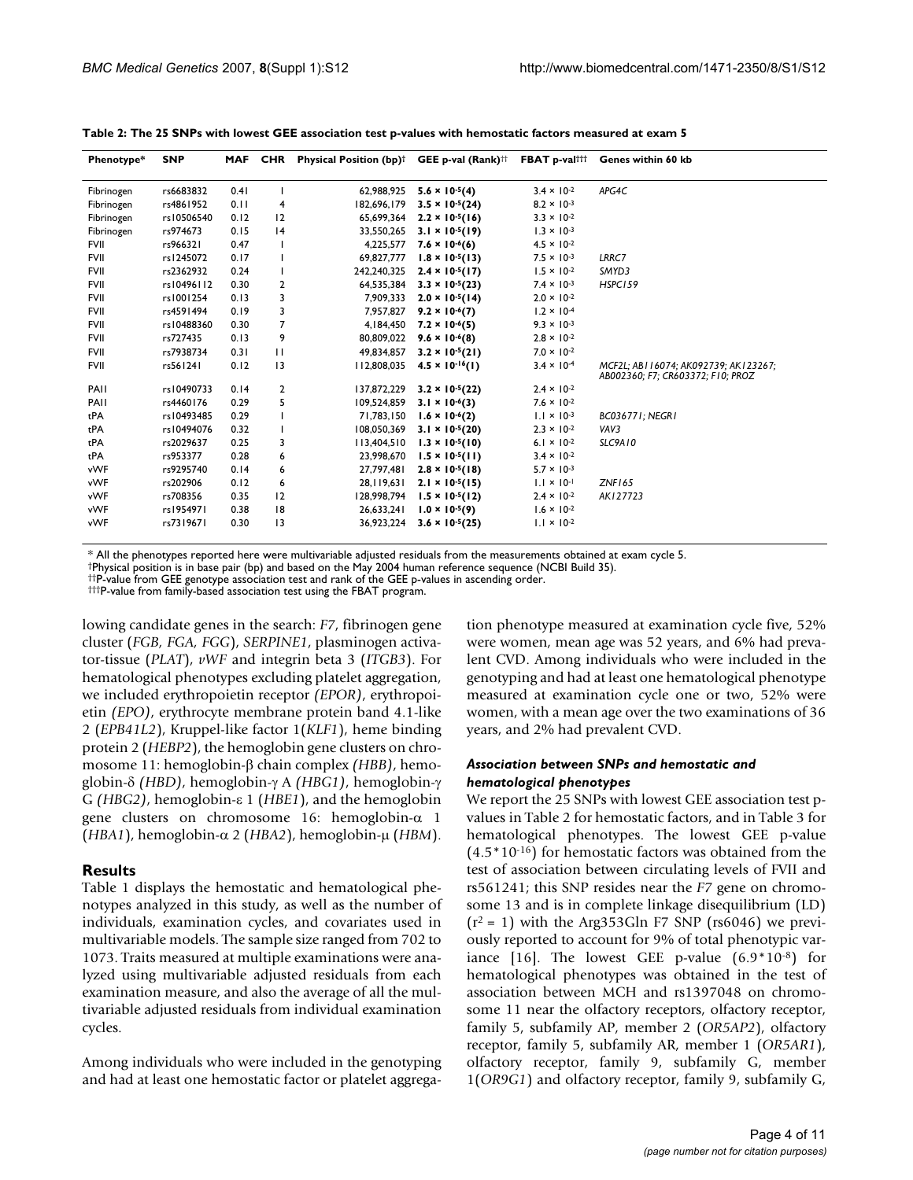**Table 2: The 25 SNPs with lowest GEE association test p-values with hemostatic factors measured at exam 5**

| Phenotype* | SNP | MAF | CHR | Physical Position (bp)† | GEE p-val (Rank)†† | FBAT p-val††† | Genes within 60 kb |
|---|---|---|---|---|---|---|---|
| Fibrinogen | rs6683832 | 0.41 | 1 | 62,988,925 | **$5.6 \times 10^{-5}$(4)** | $3.4 \times 10^{-2}$ | *APG4C* |
| Fibrinogen | rs4861952 | 0.11 | 4 | 182,696,179 | **$3.5 \times 10^{-5}$(24)** | $8.2 \times 10^{-3}$ | |
| Fibrinogen | rs10506540 | 0.12 | 12 | 65,699,364 | **$2.2 \times 10^{-5}$(16)** | $3.3 \times 10^{-2}$ | |
| Fibrinogen | rs974673 | 0.15 | 14 | 33,550,265 | **$3.1 \times 10^{-5}$(19)** | $1.3 \times 10^{-3}$ | |
| FVII | rs966321 | 0.47 | 1 | 4,225,577 | **$7.6 \times 10^{-6}$(6)** | $4.5 \times 10^{-2}$ | |
| FVII | rs1245072 | 0.17 | 1 | 69,827,777 | **$1.8 \times 10^{-5}$(13)** | $7.5 \times 10^{-3}$ | *LRRC7* |
| FVII | rs2362932 | 0.24 | 1 | 242,240,325 | **$2.4 \times 10^{-5}$(17)** | $1.5 \times 10^{-2}$ | *SMYD3* |
| FVII | rs10496112 | 0.30 | 2 | 64,535,384 | **$3.3 \times 10^{-5}$(23)** | $7.4 \times 10^{-3}$ | *HSPC159* |
| FVII | rs1001254 | 0.13 | 3 | 7,909,333 | **$2.0 \times 10^{-5}$(14)** | $2.0 \times 10^{-2}$ | |
| FVII | rs4591494 | 0.19 | 3 | 7,957,827 | **$9.2 \times 10^{-6}$(7)** | $1.2 \times 10^{-4}$ | |
| FVII | rs10488360 | 0.30 | 7 | 4,184,450 | **$7.2 \times 10^{-6}$(5)** | $9.3 \times 10^{-3}$ | |
| FVII | rs727435 | 0.13 | 9 | 80,809,022 | **$9.6 \times 10^{-6}$(8)** | $2.8 \times 10^{-2}$ | |
| FVII | rs7938734 | 0.31 | 11 | 49,834,857 | **$3.2 \times 10^{-5}$(21)** | $7.0 \times 10^{-2}$ | |
| FVII | rs561241 | 0.12 | 13 | 112,808,035 | **$4.5 \times 10^{-16}$(1)** | $3.4 \times 10^{-4}$ | *MCF2L; AB116074; AK092739; AK123267; AB002360; F7; CR603372; F10; PROZ* |
| PAI1 | rs10490733 | 0.14 | 2 | 137,872,229 | **$3.2 \times 10^{-5}$(22)** | $2.4 \times 10^{-2}$ | |
| PAI1 | rs4460176 | 0.29 | 5 | 109,524,859 | **$3.1 \times 10^{-6}$(3)** | $7.6 \times 10^{-2}$ | |
| tPA | rs10493485 | 0.29 | 1 | 71,783,150 | **$1.6 \times 10^{-6}$(2)** | $1.1 \times 10^{-3}$ | *BC036771; NEGR1* |
| tPA | rs10494076 | 0.32 | 1 | 108,050,369 | **$3.1 \times 10^{-5}$(20)** | $2.3 \times 10^{-2}$ | *VAV3* |
| tPA | rs2029637 | 0.25 | 3 | 113,404,510 | **$1.3 \times 10^{-5}$(10)** | $6.1 \times 10^{-2}$ | *SLC9A10* |
| tPA | rs953377 | 0.28 | 6 | 23,998,670 | **$1.5 \times 10^{-5}$(11)** | $3.4 \times 10^{-2}$ | |
| vWF | rs9295740 | 0.14 | 6 | 27,797,481 | **$2.8 \times 10^{-5}$(18)** | $5.7 \times 10^{-3}$ | |
| vWF | rs202906 | 0.12 | 6 | 28,119,631 | **$2.1 \times 10^{-5}$(15)** | $1.1 \times 10^{-1}$ | *ZNF165* |
| vWF | rs708356 | 0.35 | 12 | 128,998,794 | **$1.5 \times 10^{-5}$(12)** | $2.4 \times 10^{-2}$ | *AK127723* |
| vWF | rs1954971 | 0.38 | 18 | 26,633,241 | **$1.0 \times 10^{-5}$(9)** | $1.6 \times 10^{-2}$ | |
| vWF | rs7319671 | 0.30 | 13 | 36,923,224 | **$3.6 \times 10^{-5}$(25)** | $1.1 \times 10^{-2}$ | |

\* All the phenotypes reported here were multivariable adjusted residuals from the measurements obtained at exam cycle 5.
†Physical position is in base pair (bp) and based on the May 2004 human reference sequence (NCBI Build 35).
††P-value from GEE genotype association test and rank of the GEE p-values in ascending order.
†††P-value from family-based association test using the FBAT program.

lowing candidate genes in the search: *F7*, fibrinogen gene cluster (*FGB, FGA, FGG*), *SERPINE1*, plasminogen activator-tissue (*PLAT*), *vWF* and integrin beta 3 (*ITGB3*). For hematological phenotypes excluding platelet aggregation, we included erythropoietin receptor *(EPOR)*, erythropoietin *(EPO)*, erythrocyte membrane protein band 4.1-like 2 (*EPB41L2*), Kruppel-like factor 1(*KLF1*), heme binding protein 2 (*HEBP2*), the hemoglobin gene clusters on chromosome 11: hemoglobin-β chain complex *(HBB)*, hemoglobin-δ *(HBD)*, hemoglobin-γ A *(HBG1)*, hemoglobin-γ G *(HBG2)*, hemoglobin-ε 1 (*HBE1*), and the hemoglobin gene clusters on chromosome 16: hemoglobin-α 1 (*HBA1*), hemoglobin-α 2 (*HBA2*), hemoglobin-μ (*HBM*).

## Results

Table 1 displays the hemostatic and hematological phenotypes analyzed in this study, as well as the number of individuals, examination cycles, and covariates used in multivariable models. The sample size ranged from 702 to 1073. Traits measured at multiple examinations were analyzed using multivariable adjusted residuals from each examination measure, and also the average of all the multivariable adjusted residuals from individual examination cycles.

Among individuals who were included in the genotyping and had at least one hemostatic factor or platelet aggregation phenotype measured at examination cycle five, 52% were women, mean age was 52 years, and 6% had prevalent CVD. Among individuals who were included in the genotyping and had at least one hematological phenotype measured at examination cycle one or two, 52% were women, with a mean age over the two examinations of 36 years, and 2% had prevalent CVD.

### *Association between SNPs and hemostatic and hematological phenotypes*

We report the 25 SNPs with lowest GEE association test p-values in Table 2 for hemostatic factors, and in Table 3 for hematological phenotypes. The lowest GEE p-value ($4.5*10^{-16}$) for hemostatic factors was obtained from the test of association between circulating levels of FVII and rs561241; this SNP resides near the *F7* gene on chromosome 13 and is in complete linkage disequilibrium (LD) ($r^2 = 1$) with the Arg353Gln F7 SNP (rs6046) we previously reported to account for 9% of total phenotypic variance [16]. The lowest GEE p-value ($6.9*10^{-8}$) for hematological phenotypes was obtained in the test of association between MCH and rs1397048 on chromosome 11 near the olfactory receptors, olfactory receptor, family 5, subfamily AP, member 2 (*OR5AP2*), olfactory receptor, family 5, subfamily AR, member 1 (*OR5AR1*), olfactory receptor, family 9, subfamily G, member 1(*OR9G1*) and olfactory receptor, family 9, subfamily G,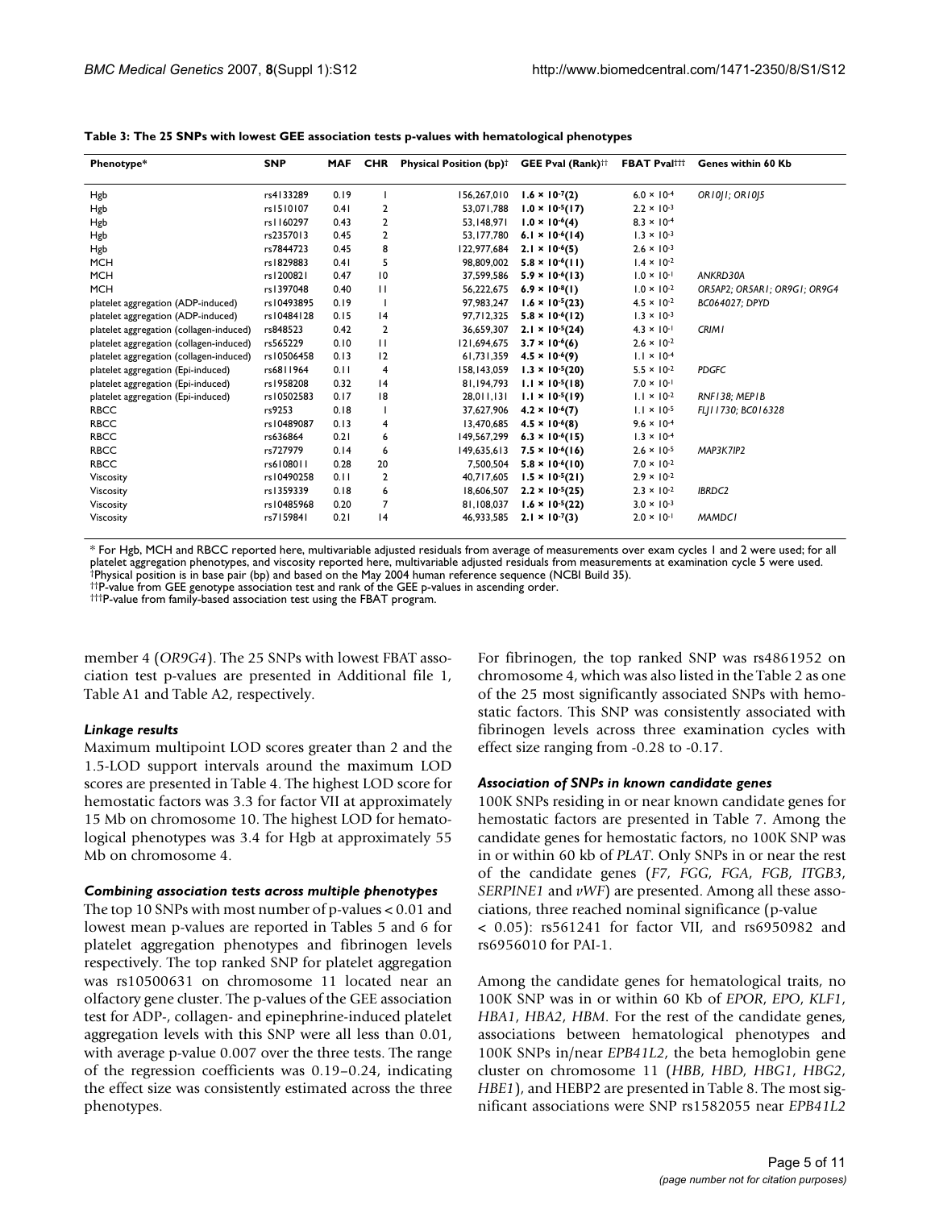**Table 3: The 25 SNPs with lowest GEE association tests p-values with hematological phenotypes**

| Phenotype* | SNP | MAF | CHR | Physical Position (bp)† | GEE Pval (Rank)†† | FBAT Pval††† | Genes within 60 Kb |
|---|---|---|---|---|---|---|---|
| Hgb | rs4133289 | 0.19 | 1 | 156,267,010 | **$1.6 \times 10^{-7}$(2)** | $6.0 \times 10^{-4}$ | *OR10J1; OR10J5* |
| Hgb | rs1510107 | 0.41 | 2 | 53,071,788 | **$1.0 \times 10^{-5}$(17)** | $2.2 \times 10^{-3}$ | |
| Hgb | rs1160297 | 0.43 | 2 | 53,148,971 | **$1.0 \times 10^{-6}$(4)** | $8.3 \times 10^{-4}$ | |
| Hgb | rs2357013 | 0.45 | 2 | 53,177,780 | **$6.1 \times 10^{-6}$(14)** | $1.3 \times 10^{-3}$ | |
| Hgb | rs7844723 | 0.45 | 8 | 122,977,684 | **$2.1 \times 10^{-6}$(5)** | $2.6 \times 10^{-3}$ | |
| MCH | rs1829883 | 0.41 | 5 | 98,809,002 | **$5.8 \times 10^{-6}$(11)** | $1.4 \times 10^{-2}$ | |
| MCH | rs1200821 | 0.47 | 10 | 37,599,586 | **$5.9 \times 10^{-6}$(13)** | $1.0 \times 10^{-1}$ | *ANKRD30A* |
| MCH | rs1397048 | 0.40 | 11 | 56,222,675 | **$6.9 \times 10^{-8}$(1)** | $1.0 \times 10^{-2}$ | *OR5AP2; OR5AR1; OR9G1; OR9G4* |
| platelet aggregation (ADP-induced) | rs10493895 | 0.19 | 1 | 97,983,247 | **$1.6 \times 10^{-5}$(23)** | $4.5 \times 10^{-2}$ | *BC064027; DPYD* |
| platelet aggregation (ADP-induced) | rs10484128 | 0.15 | 14 | 97,712,325 | **$5.8 \times 10^{-6}$(12)** | $1.3 \times 10^{-3}$ | |
| platelet aggregation (collagen-induced) | rs848523 | 0.42 | 2 | 36,659,307 | **$2.1 \times 10^{-5}$(24)** | $4.3 \times 10^{-1}$ | *CRIM1* |
| platelet aggregation (collagen-induced) | rs565229 | 0.10 | 11 | 121,694,675 | **$3.7 \times 10^{-6}$(6)** | $2.6 \times 10^{-2}$ | |
| platelet aggregation (collagen-induced) | rs10506458 | 0.13 | 12 | 61,731,359 | **$4.5 \times 10^{-6}$(9)** | $1.1 \times 10^{-4}$ | |
| platelet aggregation (Epi-induced) | rs6811964 | 0.11 | 4 | 158,143,059 | **$1.3 \times 10^{-5}$(20)** | $5.5 \times 10^{-2}$ | *PDGFC* |
| platelet aggregation (Epi-induced) | rs1958208 | 0.32 | 14 | 81,194,793 | **$1.1 \times 10^{-5}$(18)** | $7.0 \times 10^{-1}$ | |
| platelet aggregation (Epi-induced) | rs10502583 | 0.17 | 18 | 28,011,131 | **$1.1 \times 10^{-5}$(19)** | $1.1 \times 10^{-2}$ | *RNF138; MEP1B* |
| RBCC | rs9253 | 0.18 | 1 | 37,627,906 | **$4.2 \times 10^{-6}$(7)** | $1.1 \times 10^{-5}$ | *FLJ11730; BC016328* |
| RBCC | rs10489087 | 0.13 | 4 | 13,470,685 | **$4.5 \times 10^{-6}$(8)** | $9.6 \times 10^{-4}$ | |
| RBCC | rs636864 | 0.21 | 6 | 149,567,299 | **$6.3 \times 10^{-6}$(15)** | $1.3 \times 10^{-4}$ | |
| RBCC | rs727979 | 0.14 | 6 | 149,635,613 | **$7.5 \times 10^{-6}$(16)** | $2.6 \times 10^{-5}$ | *MAP3K7IP2* |
| RBCC | rs6108011 | 0.28 | 20 | 7,500,504 | **$5.8 \times 10^{-6}$(10)** | $7.0 \times 10^{-2}$ | |
| Viscosity | rs10490258 | 0.11 | 2 | 40,717,605 | **$1.5 \times 10^{-5}$(21)** | $2.9 \times 10^{-2}$ | |
| Viscosity | rs1359339 | 0.18 | 6 | 18,606,507 | **$2.2 \times 10^{-5}$(25)** | $2.3 \times 10^{-2}$ | *IBRDC2* |
| Viscosity | rs10485968 | 0.20 | 7 | 81,108,037 | **$1.6 \times 10^{-5}$(22)** | $3.0 \times 10^{-3}$ | |
| Viscosity | rs7159841 | 0.21 | 14 | 46,933,585 | **$2.1 \times 10^{-7}$(3)** | $2.0 \times 10^{-1}$ | *MAMDC1* |

\* For Hgb, MCH and RBCC reported here, multivariable adjusted residuals from average of measurements over exam cycles 1 and 2 were used; for all platelet aggregation phenotypes, and viscosity reported here, multivariable adjusted residuals from measurements at examination cycle 5 were used.
†Physical position is in base pair (bp) and based on the May 2004 human reference sequence (NCBI Build 35).
††P-value from GEE genotype association test and rank of the GEE p-values in ascending order.
†††P-value from family-based association test using the FBAT program.

member 4 (*OR9G4*). The 25 SNPs with lowest FBAT association test p-values are presented in Additional file 1, Table A1 and Table A2, respectively.

### *Linkage results*

Maximum multipoint LOD scores greater than 2 and the 1.5-LOD support intervals around the maximum LOD scores are presented in Table 4. The highest LOD score for hemostatic factors was 3.3 for factor VII at approximately 15 Mb on chromosome 10. The highest LOD for hematological phenotypes was 3.4 for Hgb at approximately 55 Mb on chromosome 4.

### *Combining association tests across multiple phenotypes*

The top 10 SNPs with most number of p-values < 0.01 and lowest mean p-values are reported in Tables 5 and 6 for platelet aggregation phenotypes and fibrinogen levels respectively. The top ranked SNP for platelet aggregation was rs10500631 on chromosome 11 located near an olfactory gene cluster. The p-values of the GEE association test for ADP-, collagen- and epinephrine-induced platelet aggregation levels with this SNP were all less than 0.01, with average p-value 0.007 over the three tests. The range of the regression coefficients was 0.19–0.24, indicating the effect size was consistently estimated across the three phenotypes.

For fibrinogen, the top ranked SNP was rs4861952 on chromosome 4, which was also listed in the Table 2 as one of the 25 most significantly associated SNPs with hemostatic factors. This SNP was consistently associated with fibrinogen levels across three examination cycles with effect size ranging from -0.28 to -0.17.

### *Association of SNPs in known candidate genes*

100K SNPs residing in or near known candidate genes for hemostatic factors are presented in Table 7. Among the candidate genes for hemostatic factors, no 100K SNP was in or within 60 kb of *PLAT*. Only SNPs in or near the rest of the candidate genes (*F7*, *FGG*, *FGA*, *FGB*, *ITGB3*, *SERPINE1* and *vWF*) are presented. Among all these associations, three reached nominal significance (p-value < 0.05): rs561241 for factor VII, and rs6950982 and rs6956010 for PAI-1.

Among the candidate genes for hematological traits, no 100K SNP was in or within 60 Kb of *EPOR*, *EPO*, *KLF1*, *HBA1*, *HBA2*, *HBM*. For the rest of the candidate genes, associations between hematological phenotypes and 100K SNPs in/near *EPB41L2*, the beta hemoglobin gene cluster on chromosome 11 (*HBB*, *HBD*, *HBG1*, *HBG2*, *HBE1*), and HEBP2 are presented in Table 8. The most significant associations were SNP rs1582055 near *EPB41L2*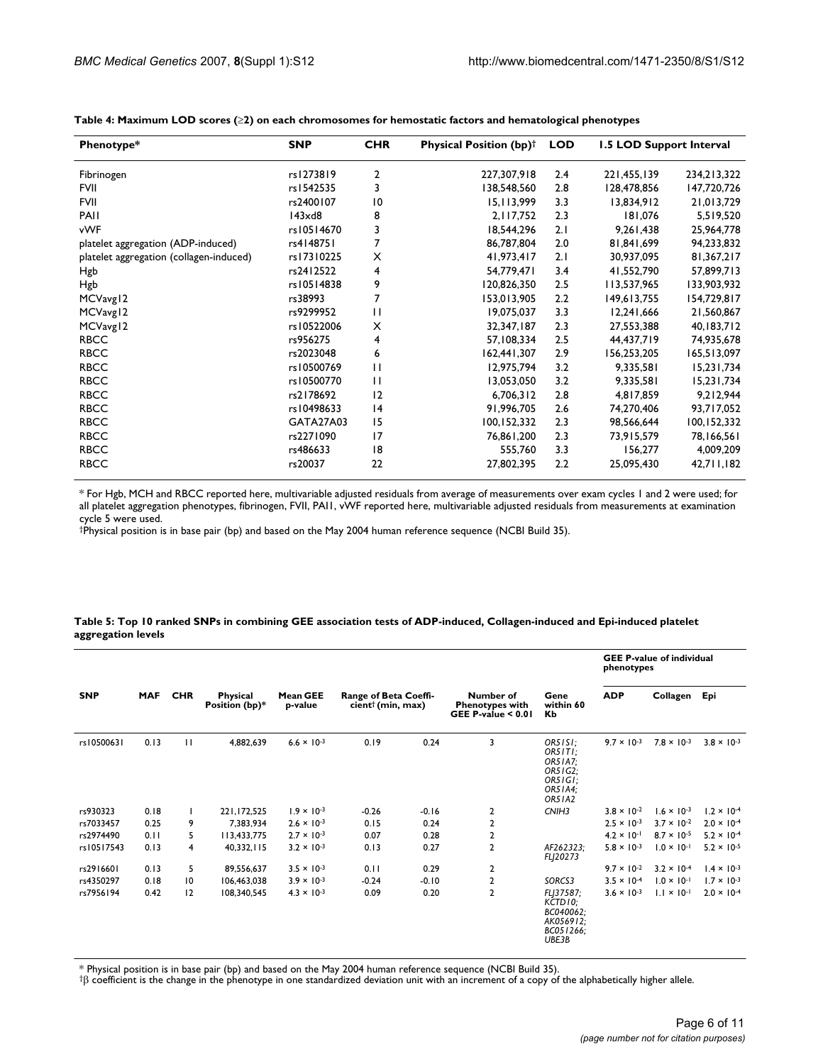**Table 4: Maximum LOD scores (≥2) on each chromosomes for hemostatic factors and hematological phenotypes**

| Phenotype* | SNP | CHR | Physical Position (bp)† | LOD | 1.5 LOD Support Interval | |
|---|---|---|---|---|---|---|
| Fibrinogen | rs1273819 | 2 | 227,307,918 | 2.4 | 221,455,139 | 234,213,322 |
| FVII | rs1542535 | 3 | 138,548,560 | 2.8 | 128,478,856 | 147,720,726 |
| FVII | rs2400107 | 10 | 15,113,999 | 3.3 | 13,834,912 | 21,013,729 |
| PAI1 | 143xd8 | 8 | 2,117,752 | 2.3 | 181,076 | 5,519,520 |
| vWF | rs10514670 | 3 | 18,544,296 | 2.1 | 9,261,438 | 25,964,778 |
| platelet aggregation (ADP-induced) | rs4148751 | 7 | 86,787,804 | 2.0 | 81,841,699 | 94,233,832 |
| platelet aggregation (collagen-induced) | rs17310225 | X | 41,973,417 | 2.1 | 30,937,095 | 81,367,217 |
| Hgb | rs2412522 | 4 | 54,779,471 | 3.4 | 41,552,790 | 57,899,713 |
| Hgb | rs10514838 | 9 | 120,826,350 | 2.5 | 113,537,965 | 133,903,932 |
| MCVavg12 | rs38993 | 7 | 153,013,905 | 2.2 | 149,613,755 | 154,729,817 |
| MCVavg12 | rs9299952 | 11 | 19,075,037 | 3.3 | 12,241,666 | 21,560,867 |
| MCVavg12 | rs10522006 | X | 32,347,187 | 2.3 | 27,553,388 | 40,183,712 |
| RBCC | rs956275 | 4 | 57,108,334 | 2.5 | 44,437,719 | 74,935,678 |
| RBCC | rs2023048 | 6 | 162,441,307 | 2.9 | 156,253,205 | 165,513,097 |
| RBCC | rs10500769 | 11 | 12,975,794 | 3.2 | 9,335,581 | 15,231,734 |
| RBCC | rs10500770 | 11 | 13,053,050 | 3.2 | 9,335,581 | 15,231,734 |
| RBCC | rs2178692 | 12 | 6,706,312 | 2.8 | 4,817,859 | 9,212,944 |
| RBCC | rs10498633 | 14 | 91,996,705 | 2.6 | 74,270,406 | 93,717,052 |
| RBCC | GATA27A03 | 15 | 100,152,332 | 2.3 | 98,566,644 | 100,152,332 |
| RBCC | rs2271090 | 17 | 76,861,200 | 2.3 | 73,915,579 | 78,166,561 |
| RBCC | rs486633 | 18 | 555,760 | 3.3 | 156,277 | 4,009,209 |
| RBCC | rs20037 | 22 | 27,802,395 | 2.2 | 25,095,430 | 42,711,182 |

\* For Hgb, MCH and RBCC reported here, multivariable adjusted residuals from average of measurements over exam cycles 1 and 2 were used; for all platelet aggregation phenotypes, fibrinogen, FVII, PAI1, vWF reported here, multivariable adjusted residuals from measurements at examination cycle 5 were used.
†Physical position is in base pair (bp) and based on the May 2004 human reference sequence (NCBI Build 35).

**Table 5: Top 10 ranked SNPs in combining GEE association tests of ADP-induced, Collagen-induced and Epi-induced platelet aggregation levels**

| SNP | MAF | CHR | Physical Position (bp)* | Mean GEE p-value | Range of Beta Coefficient† (min, max) | | Number of Phenotypes with GEE P-value < 0.01 | Gene within 60 Kb | GEE P-value of individual phenotypes | | |
|---|---|---|---|---|---|---|---|---|---|---|---|
| | | | | | | | | | ADP | Collagen | Epi |
| rs10500631 | 0.13 | 11 | 4,882,639 | $6.6 \times 10^{-3}$ | 0.19 | 0.24 | 3 | *OR51S1; OR51T1; OR51A7; OR51G2; OR51G1; OR51A4; OR51A2* | $9.7 \times 10^{-3}$ | $7.8 \times 10^{-3}$ | $3.8 \times 10^{-3}$ |
| rs930323 | 0.18 | 1 | 221,172,525 | $1.9 \times 10^{-3}$ | -0.26 | -0.16 | 2 | *CNIH3* | $3.8 \times 10^{-2}$ | $1.6 \times 10^{-3}$ | $1.2 \times 10^{-4}$ |
| rs7033457 | 0.25 | 9 | 7,383,934 | $2.6 \times 10^{-3}$ | 0.15 | 0.24 | 2 | | $2.5 \times 10^{-3}$ | $3.7 \times 10^{-2}$ | $2.0 \times 10^{-4}$ |
| rs2974490 | 0.11 | 5 | 113,433,775 | $2.7 \times 10^{-3}$ | 0.07 | 0.28 | 2 | | $4.2 \times 10^{-1}$ | $8.7 \times 10^{-5}$ | $5.2 \times 10^{-4}$ |
| rs10517543 | 0.13 | 4 | 40,332,115 | $3.2 \times 10^{-3}$ | 0.13 | 0.27 | 2 | *AF262323; FLJ20273* | $5.8 \times 10^{-3}$ | $1.0 \times 10^{-1}$ | $5.2 \times 10^{-5}$ |
| rs2916601 | 0.13 | 5 | 89,556,637 | $3.5 \times 10^{-3}$ | 0.11 | 0.29 | 2 | | $9.7 \times 10^{-2}$ | $3.2 \times 10^{-4}$ | $1.4 \times 10^{-3}$ |
| rs4350297 | 0.18 | 10 | 106,463,038 | $3.9 \times 10^{-3}$ | -0.24 | -0.10 | 2 | *SORCS3* | $3.5 \times 10^{-4}$ | $1.0 \times 10^{-1}$ | $1.7 \times 10^{-3}$ |
| rs7956194 | 0.42 | 12 | 108,340,545 | $4.3 \times 10^{-3}$ | 0.09 | 0.20 | 2 | *FLJ37587; KCTD10; BC040062; AK056912; BC051266; UBE3B* | $3.6 \times 10^{-3}$ | $1.1 \times 10^{-1}$ | $2.0 \times 10^{-4}$ |

\* Physical position is in base pair (bp) and based on the May 2004 human reference sequence (NCBI Build 35).
†β coefficient is the change in the phenotype in one standardized deviation unit with an increment of a copy of the alphabetically higher allele.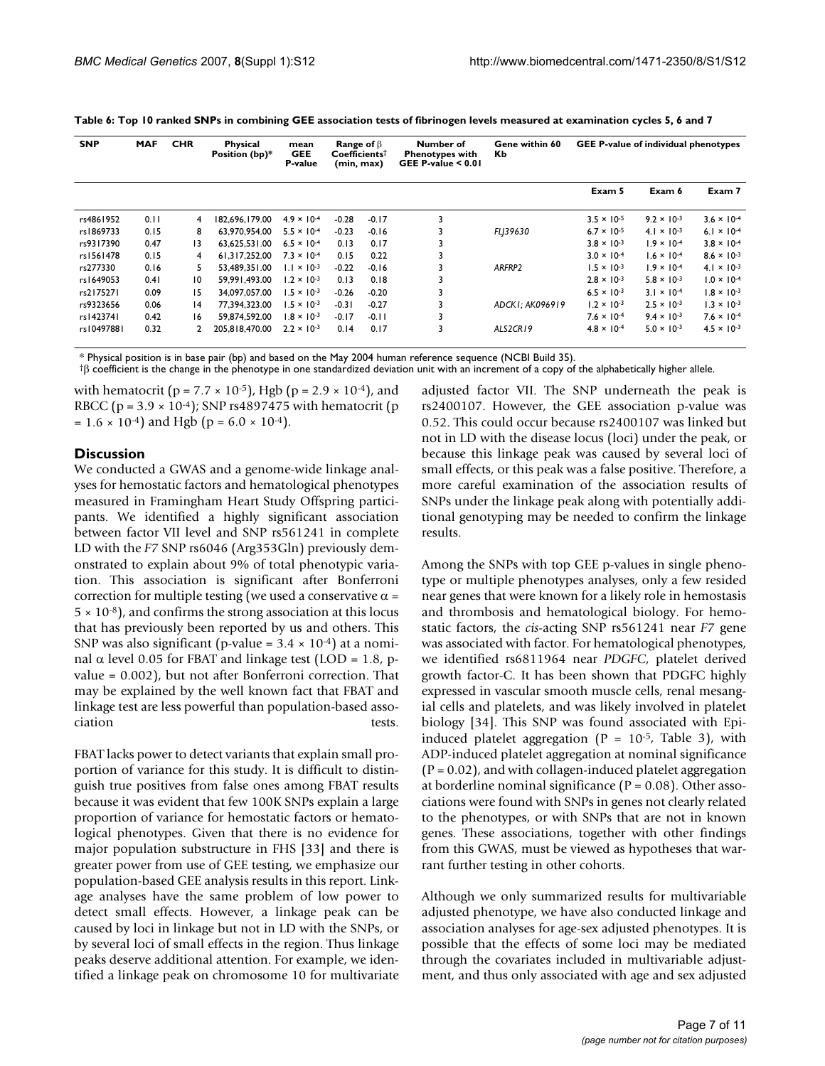**Table 6: Top 10 ranked SNPs in combining GEE association tests of fibrinogen levels measured at examination cycles 5, 6 and 7**

| SNP | MAF | CHR | Physical Position (bp)* | mean GEE P-value | Range of β Coefficients† (min, max) | | Number of Phenotypes with GEE P-value < 0.01 | Gene within 60 Kb | GEE P-value of individual phenotypes | | |
|---|---|---|---|---|---|---|---|---|---|---|---|
| | | | | | | | | | Exam 5 | Exam 6 | Exam 7 |
| rs4861952 | 0.11 | 4 | 182,696,179.00 | $4.9 \times 10^{-4}$ | -0.28 | -0.17 | 3 | | $3.5 \times 10^{-5}$ | $9.2 \times 10^{-3}$ | $3.6 \times 10^{-4}$ |
| rs1869733 | 0.15 | 8 | 63,970,954.00 | $5.5 \times 10^{-4}$ | -0.23 | -0.16 | 3 | *FLJ39630* | $6.7 \times 10^{-5}$ | $4.1 \times 10^{-3}$ | $6.1 \times 10^{-4}$ |
| rs9317390 | 0.47 | 13 | 63,625,531.00 | $6.5 \times 10^{-4}$ | 0.13 | 0.17 | 3 | | $3.8 \times 10^{-3}$ | $1.9 \times 10^{-4}$ | $3.8 \times 10^{-4}$ |
| rs1561478 | 0.15 | 4 | 61,317,252.00 | $7.3 \times 10^{-4}$ | 0.15 | 0.22 | 3 | | $3.0 \times 10^{-4}$ | $1.6 \times 10^{-4}$ | $8.6 \times 10^{-3}$ |
| rs277330 | 0.16 | 5 | 53,489,351.00 | $1.1 \times 10^{-3}$ | -0.22 | -0.16 | 3 | *ARFRP2* | $1.5 \times 10^{-5}$ | $1.9 \times 10^{-4}$ | $4.1 \times 10^{-3}$ |
| rs1649053 | 0.41 | 10 | 59,991,493.00 | $1.2 \times 10^{-3}$ | 0.13 | 0.18 | 3 | | $2.8 \times 10^{-3}$ | $5.8 \times 10^{-3}$ | $1.0 \times 10^{-4}$ |
| rs2175271 | 0.09 | 15 | 34,097,057.00 | $1.5 \times 10^{-3}$ | -0.26 | -0.20 | 3 | | $6.5 \times 10^{-3}$ | $3.1 \times 10^{-4}$ | $1.8 \times 10^{-3}$ |
| rs9323656 | 0.06 | 14 | 77,394,323.00 | $1.5 \times 10^{-3}$ | -0.31 | -0.27 | 3 | *ADCK1; AK096919* | $1.2 \times 10^{-3}$ | $2.5 \times 10^{-3}$ | $1.3 \times 10^{-3}$ |
| rs1423741 | 0.42 | 16 | 59,874,592.00 | $1.8 \times 10^{-3}$ | -0.17 | -0.11 | 3 | | $7.6 \times 10^{-4}$ | $9.4 \times 10^{-3}$ | $7.6 \times 10^{-4}$ |
| rs10497881 | 0.32 | 2 | 205,818,470.00 | $2.2 \times 10^{-3}$ | 0.14 | 0.17 | 3 | *ALS2CR19* | $4.8 \times 10^{-4}$ | $5.0 \times 10^{-3}$ | $4.5 \times 10^{-3}$ |

\* Physical position is in base pair (bp) and based on the May 2004 human reference sequence (NCBI Build 35).
†β coefficient is the change in the phenotype in one standardized deviation unit with an increment of a copy of the alphabetically higher allele.

with hematocrit ($p = 7.7 \times 10^{-5}$), Hgb ($p = 2.9 \times 10^{-4}$), and RBCC ($p = 3.9 \times 10^{-4}$); SNP rs4897475 with hematocrit ($p = 1.6 \times 10^{-4}$) and Hgb ($p = 6.0 \times 10^{-4}$).

## Discussion

We conducted a GWAS and a genome-wide linkage analyses for hemostatic factors and hematological phenotypes measured in Framingham Heart Study Offspring participants. We identified a highly significant association between factor VII level and SNP rs561241 in complete LD with the *F7* SNP rs6046 (Arg353Gln) previously demonstrated to explain about 9% of total phenotypic variation. This association is significant after Bonferroni correction for multiple testing (we used a conservative $\alpha = 5 \times 10^{-8}$), and confirms the strong association at this locus that has previously been reported by us and others. This SNP was also significant (p-value $= 3.4 \times 10^{-4}$) at a nominal $\alpha$ level 0.05 for FBAT and linkage test (LOD = 1.8, p-value = 0.002), but not after Bonferroni correction. That may be explained by the well known fact that FBAT and linkage test are less powerful than population-based association tests.

FBAT lacks power to detect variants that explain small proportion of variance for this study. It is difficult to distinguish true positives from false ones among FBAT results because it was evident that few 100K SNPs explain a large proportion of variance for hemostatic factors or hematological phenotypes. Given that there is no evidence for major population substructure in FHS [33] and there is greater power from use of GEE testing, we emphasize our population-based GEE analysis results in this report. Linkage analyses have the same problem of low power to detect small effects. However, a linkage peak can be caused by loci in linkage but not in LD with the SNPs, or by several loci of small effects in the region. Thus linkage peaks deserve additional attention. For example, we identified a linkage peak on chromosome 10 for multivariate adjusted factor VII. The SNP underneath the peak is rs2400107. However, the GEE association p-value was 0.52. This could occur because rs2400107 was linked but not in LD with the disease locus (loci) under the peak, or because this linkage peak was caused by several loci of small effects, or this peak was a false positive. Therefore, a more careful examination of the association results of SNPs under the linkage peak along with potentially additional genotyping may be needed to confirm the linkage results.

Among the SNPs with top GEE p-values in single phenotype or multiple phenotypes analyses, only a few resided near genes that were known for a likely role in hemostasis and thrombosis and hematological biology. For hemostatic factors, the *cis*-acting SNP rs561241 near *F7* gene was associated with factor. For hematological phenotypes, we identified rs6811964 near *PDGFC*, platelet derived growth factor-C. It has been shown that PDGFC highly expressed in vascular smooth muscle cells, renal mesangial cells and platelets, and was likely involved in platelet biology [34]. This SNP was found associated with Epi-induced platelet aggregation ($P = 10^{-5}$, Table 3), with ADP-induced platelet aggregation at nominal significance ($P = 0.02$), and with collagen-induced platelet aggregation at borderline nominal significance ($P = 0.08$). Other associations were found with SNPs in genes not clearly related to the phenotypes, or with SNPs that are not in known genes. These associations, together with other findings from this GWAS, must be viewed as hypotheses that warrant further testing in other cohorts.

Although we only summarized results for multivariable adjusted phenotype, we have also conducted linkage and association analyses for age-sex adjusted phenotypes. It is possible that the effects of some loci may be mediated through the covariates included in multivariable adjustment, and thus only associated with age and sex adjusted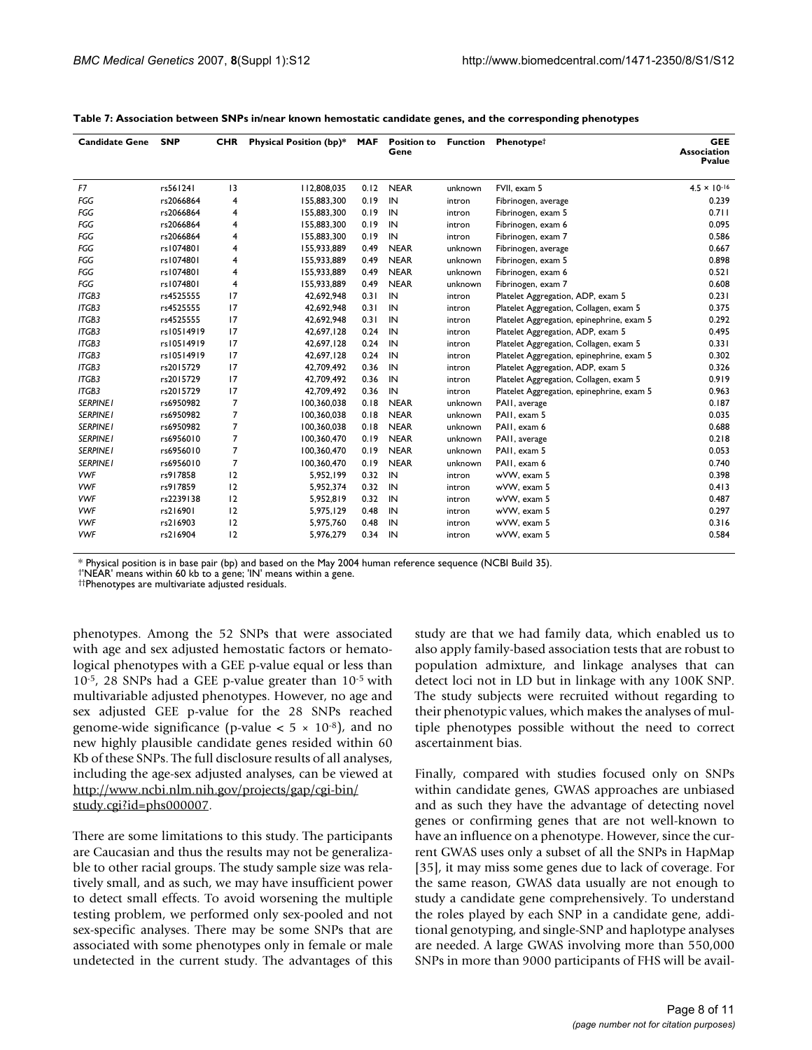**Table 7: Association between SNPs in/near known hemostatic candidate genes, and the corresponding phenotypes**

| Candidate Gene | SNP | CHR | Physical Position (bp)* | MAF | Position to Gene | Function | Phenotype† | GEE Association Pvalue |
|---|---|---|---|---|---|---|---|---|
| *F7* | rs561241 | 13 | 112,808,035 | 0.12 | NEAR | unknown | FVII, exam 5 | $4.5 \times 10^{-16}$ |
| *FGG* | rs2066864 | 4 | 155,883,300 | 0.19 | IN | intron | Fibrinogen, average | 0.239 |
| *FGG* | rs2066864 | 4 | 155,883,300 | 0.19 | IN | intron | Fibrinogen, exam 5 | 0.711 |
| *FGG* | rs2066864 | 4 | 155,883,300 | 0.19 | IN | intron | Fibrinogen, exam 6 | 0.095 |
| *FGG* | rs2066864 | 4 | 155,883,300 | 0.19 | IN | intron | Fibrinogen, exam 7 | 0.586 |
| *FGG* | rs1074801 | 4 | 155,933,889 | 0.49 | NEAR | unknown | Fibrinogen, average | 0.667 |
| *FGG* | rs1074801 | 4 | 155,933,889 | 0.49 | NEAR | unknown | Fibrinogen, exam 5 | 0.898 |
| *FGG* | rs1074801 | 4 | 155,933,889 | 0.49 | NEAR | unknown | Fibrinogen, exam 6 | 0.521 |
| *FGG* | rs1074801 | 4 | 155,933,889 | 0.49 | NEAR | unknown | Fibrinogen, exam 7 | 0.608 |
| *ITGB3* | rs4525555 | 17 | 42,692,948 | 0.31 | IN | intron | Platelet Aggregation, ADP, exam 5 | 0.231 |
| *ITGB3* | rs4525555 | 17 | 42,692,948 | 0.31 | IN | intron | Platelet Aggregation, Collagen, exam 5 | 0.375 |
| *ITGB3* | rs4525555 | 17 | 42,692,948 | 0.31 | IN | intron | Platelet Aggregation, epinephrine, exam 5 | 0.292 |
| *ITGB3* | rs10514919 | 17 | 42,697,128 | 0.24 | IN | intron | Platelet Aggregation, ADP, exam 5 | 0.495 |
| *ITGB3* | rs10514919 | 17 | 42,697,128 | 0.24 | IN | intron | Platelet Aggregation, Collagen, exam 5 | 0.331 |
| *ITGB3* | rs10514919 | 17 | 42,697,128 | 0.24 | IN | intron | Platelet Aggregation, epinephrine, exam 5 | 0.302 |
| *ITGB3* | rs2015729 | 17 | 42,709,492 | 0.36 | IN | intron | Platelet Aggregation, ADP, exam 5 | 0.326 |
| *ITGB3* | rs2015729 | 17 | 42,709,492 | 0.36 | IN | intron | Platelet Aggregation, Collagen, exam 5 | 0.919 |
| *ITGB3* | rs2015729 | 17 | 42,709,492 | 0.36 | IN | intron | Platelet Aggregation, epinephrine, exam 5 | 0.963 |
| *SERPINE1* | rs6950982 | 7 | 100,360,038 | 0.18 | NEAR | unknown | PAI1, average | 0.187 |
| *SERPINE1* | rs6950982 | 7 | 100,360,038 | 0.18 | NEAR | unknown | PAI1, exam 5 | 0.035 |
| *SERPINE1* | rs6950982 | 7 | 100,360,038 | 0.18 | NEAR | unknown | PAI1, exam 6 | 0.688 |
| *SERPINE1* | rs6956010 | 7 | 100,360,470 | 0.19 | NEAR | unknown | PAI1, average | 0.218 |
| *SERPINE1* | rs6956010 | 7 | 100,360,470 | 0.19 | NEAR | unknown | PAI1, exam 5 | 0.053 |
| *SERPINE1* | rs6956010 | 7 | 100,360,470 | 0.19 | NEAR | unknown | PAI1, exam 6 | 0.740 |
| *VWF* | rs917858 | 12 | 5,952,199 | 0.32 | IN | intron | wVW, exam 5 | 0.398 |
| *VWF* | rs917859 | 12 | 5,952,374 | 0.32 | IN | intron | wVW, exam 5 | 0.413 |
| *VWF* | rs2239138 | 12 | 5,952,819 | 0.32 | IN | intron | wVW, exam 5 | 0.487 |
| *VWF* | rs216901 | 12 | 5,975,129 | 0.48 | IN | intron | wVW, exam 5 | 0.297 |
| *VWF* | rs216903 | 12 | 5,975,760 | 0.48 | IN | intron | wVW, exam 5 | 0.316 |
| *VWF* | rs216904 | 12 | 5,976,279 | 0.34 | IN | intron | wVW, exam 5 | 0.584 |

\* Physical position is in base pair (bp) and based on the May 2004 human reference sequence (NCBI Build 35).
†'NEAR' means within 60 kb to a gene; 'IN' means within a gene.
††Phenotypes are multivariate adjusted residuals.

phenotypes. Among the 52 SNPs that were associated with age and sex adjusted hemostatic factors or hematological phenotypes with a GEE p-value equal or less than $10^{-5}$, 28 SNPs had a GEE p-value greater than $10^{-5}$ with multivariable adjusted phenotypes. However, no age and sex adjusted GEE p-value for the 28 SNPs reached genome-wide significance (p-value $< 5 \times 10^{-8}$), and no new highly plausible candidate genes resided within 60 Kb of these SNPs. The full disclosure results of all analyses, including the age-sex adjusted analyses, can be viewed at http://www.ncbi.nlm.nih.gov/projects/gap/cgi-bin/study.cgi?id=phs000007.

There are some limitations to this study. The participants are Caucasian and thus the results may not be generalizable to other racial groups. The study sample size was relatively small, and as such, we may have insufficient power to detect small effects. To avoid worsening the multiple testing problem, we performed only sex-pooled and not sex-specific analyses. There may be some SNPs that are associated with some phenotypes only in female or male undetected in the current study. The advantages of this study are that we had family data, which enabled us to also apply family-based association tests that are robust to population admixture, and linkage analyses that can detect loci not in LD but in linkage with any 100K SNP. The study subjects were recruited without regarding to their phenotypic values, which makes the analyses of multiple phenotypes possible without the need to correct ascertainment bias.

Finally, compared with studies focused only on SNPs within candidate genes, GWAS approaches are unbiased and as such they have the advantage of detecting novel genes or confirming genes that are not well-known to have an influence on a phenotype. However, since the current GWAS uses only a subset of all the SNPs in HapMap [35], it may miss some genes due to lack of coverage. For the same reason, GWAS data usually are not enough to study a candidate gene comprehensively. To understand the roles played by each SNP in a candidate gene, additional genotyping, and single-SNP and haplotype analyses are needed. A large GWAS involving more than 550,000 SNPs in more than 9000 participants of FHS will be avail-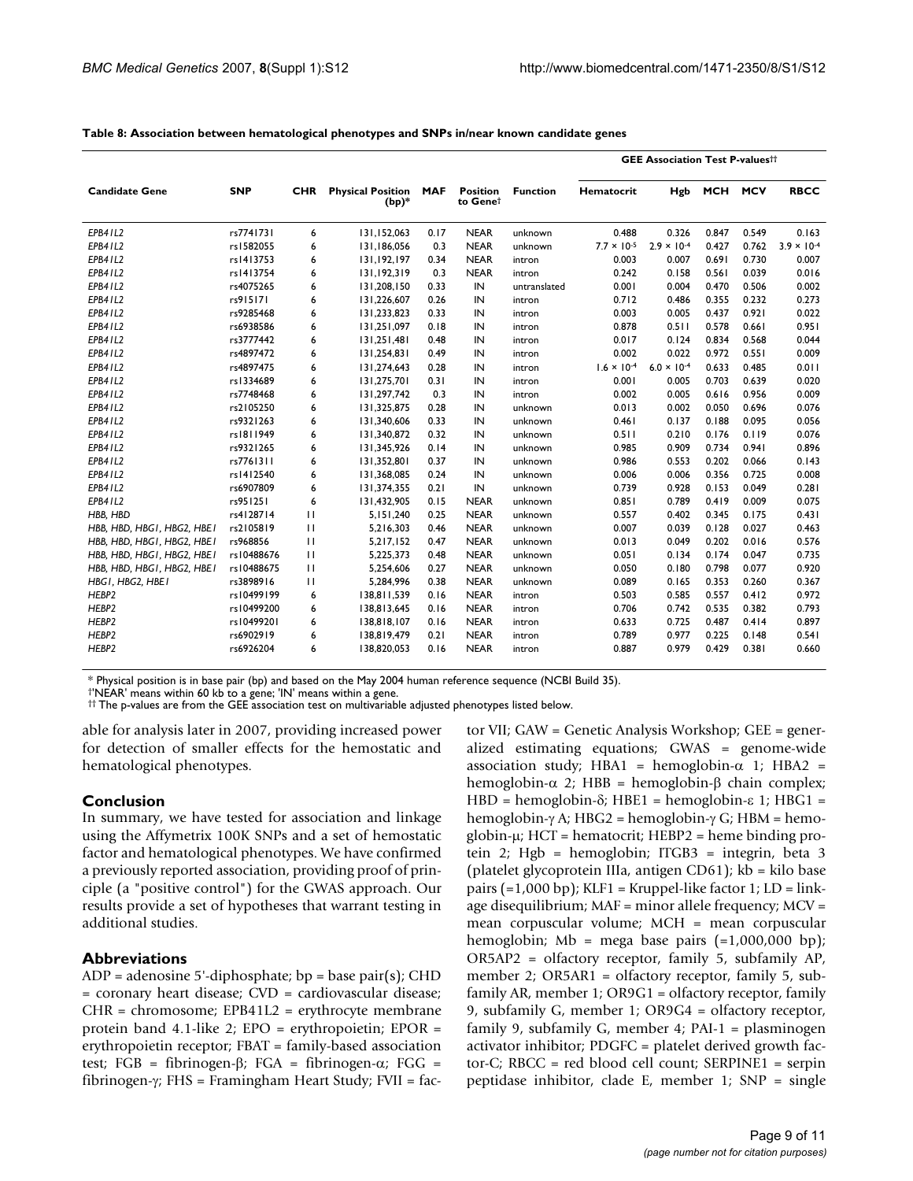**Table 8: Association between hematological phenotypes and SNPs in/near known candidate genes**

| Candidate Gene | SNP | CHR | Physical Position (bp)* | MAF | Position to Gene† | Function | GEE Association Test P-values†† | | | | |
|---|---|---|---|---|---|---|---|---|---|---|---|
| | | | | | | | Hematocrit | Hgb | MCH | MCV | RBCC |
| *EPB41L2* | rs7741731 | 6 | 131,152,063 | 0.17 | NEAR | unknown | 0.488 | 0.326 | 0.847 | 0.549 | 0.163 |
| *EPB41L2* | rs1582055 | 6 | 131,186,056 | 0.3 | NEAR | unknown | $7.7 \times 10^{-5}$ | $2.9 \times 10^{-4}$ | 0.427 | 0.762 | $3.9 \times 10^{-4}$ |
| *EPB41L2* | rs1413753 | 6 | 131,192,197 | 0.34 | NEAR | intron | 0.003 | 0.007 | 0.691 | 0.730 | 0.007 |
| *EPB41L2* | rs1413754 | 6 | 131,192,319 | 0.3 | NEAR | intron | 0.242 | 0.158 | 0.561 | 0.039 | 0.016 |
| *EPB41L2* | rs4075265 | 6 | 131,208,150 | 0.33 | IN | untranslated | 0.001 | 0.004 | 0.470 | 0.506 | 0.002 |
| *EPB41L2* | rs915171 | 6 | 131,226,607 | 0.26 | IN | intron | 0.712 | 0.486 | 0.355 | 0.232 | 0.273 |
| *EPB41L2* | rs9285468 | 6 | 131,233,823 | 0.33 | IN | intron | 0.003 | 0.005 | 0.437 | 0.921 | 0.022 |
| *EPB41L2* | rs6938586 | 6 | 131,251,097 | 0.18 | IN | intron | 0.878 | 0.511 | 0.578 | 0.661 | 0.951 |
| *EPB41L2* | rs3777442 | 6 | 131,251,481 | 0.48 | IN | intron | 0.017 | 0.124 | 0.834 | 0.568 | 0.044 |
| *EPB41L2* | rs4897472 | 6 | 131,254,831 | 0.49 | IN | intron | 0.002 | 0.022 | 0.972 | 0.551 | 0.009 |
| *EPB41L2* | rs4897475 | 6 | 131,274,643 | 0.28 | IN | intron | $1.6 \times 10^{-4}$ | $6.0 \times 10^{-4}$ | 0.633 | 0.485 | 0.011 |
| *EPB41L2* | rs1334689 | 6 | 131,275,701 | 0.31 | IN | intron | 0.001 | 0.005 | 0.703 | 0.639 | 0.020 |
| *EPB41L2* | rs7748468 | 6 | 131,297,742 | 0.3 | IN | intron | 0.002 | 0.005 | 0.616 | 0.956 | 0.009 |
| *EPB41L2* | rs2105250 | 6 | 131,325,875 | 0.28 | IN | unknown | 0.013 | 0.002 | 0.050 | 0.696 | 0.076 |
| *EPB41L2* | rs9321263 | 6 | 131,340,606 | 0.33 | IN | unknown | 0.461 | 0.137 | 0.188 | 0.095 | 0.056 |
| *EPB41L2* | rs1811949 | 6 | 131,340,872 | 0.32 | IN | unknown | 0.511 | 0.210 | 0.176 | 0.119 | 0.076 |
| *EPB41L2* | rs9321265 | 6 | 131,345,926 | 0.14 | IN | unknown | 0.985 | 0.909 | 0.734 | 0.941 | 0.896 |
| *EPB41L2* | rs7761311 | 6 | 131,352,801 | 0.37 | IN | unknown | 0.986 | 0.553 | 0.202 | 0.066 | 0.143 |
| *EPB41L2* | rs1412540 | 6 | 131,368,085 | 0.24 | IN | unknown | 0.006 | 0.006 | 0.356 | 0.725 | 0.008 |
| *EPB41L2* | rs6907809 | 6 | 131,374,355 | 0.21 | IN | unknown | 0.739 | 0.928 | 0.153 | 0.049 | 0.281 |
| *EPB41L2* | rs951251 | 6 | 131,432,905 | 0.15 | NEAR | unknown | 0.851 | 0.789 | 0.419 | 0.009 | 0.075 |
| *HBB, HBD* | rs4128714 | 11 | 5,151,240 | 0.25 | NEAR | unknown | 0.557 | 0.402 | 0.345 | 0.175 | 0.431 |
| *HBB, HBD, HBG1, HBG2, HBE1* | rs2105819 | 11 | 5,216,303 | 0.46 | NEAR | unknown | 0.007 | 0.039 | 0.128 | 0.027 | 0.463 |
| *HBB, HBD, HBG1, HBG2, HBE1* | rs968856 | 11 | 5,217,152 | 0.47 | NEAR | unknown | 0.013 | 0.049 | 0.202 | 0.016 | 0.576 |
| *HBB, HBD, HBG1, HBG2, HBE1* | rs10488676 | 11 | 5,225,373 | 0.48 | NEAR | unknown | 0.051 | 0.134 | 0.174 | 0.047 | 0.735 |
| *HBB, HBD, HBG1, HBG2, HBE1* | rs10488675 | 11 | 5,254,606 | 0.27 | NEAR | unknown | 0.050 | 0.180 | 0.798 | 0.077 | 0.920 |
| *HBG1, HBG2, HBE1* | rs3898916 | 11 | 5,284,996 | 0.38 | NEAR | unknown | 0.089 | 0.165 | 0.353 | 0.260 | 0.367 |
| *HEBP2* | rs10499199 | 6 | 138,811,539 | 0.16 | NEAR | intron | 0.503 | 0.585 | 0.557 | 0.412 | 0.972 |
| *HEBP2* | rs10499200 | 6 | 138,813,645 | 0.16 | NEAR | intron | 0.706 | 0.742 | 0.535 | 0.382 | 0.793 |
| *HEBP2* | rs10499201 | 6 | 138,818,107 | 0.16 | NEAR | intron | 0.633 | 0.725 | 0.487 | 0.414 | 0.897 |
| *HEBP2* | rs6902919 | 6 | 138,819,479 | 0.21 | NEAR | intron | 0.789 | 0.977 | 0.225 | 0.148 | 0.541 |
| *HEBP2* | rs6926204 | 6 | 138,820,053 | 0.16 | NEAR | intron | 0.887 | 0.979 | 0.429 | 0.381 | 0.660 |

\* Physical position is in base pair (bp) and based on the May 2004 human reference sequence (NCBI Build 35).
†'NEAR' means within 60 kb to a gene; 'IN' means within a gene.
†† The p-values are from the GEE association test on multivariable adjusted phenotypes listed below.

able for analysis later in 2007, providing increased power for detection of smaller effects for the hemostatic and hematological phenotypes.

## Conclusion

In summary, we have tested for association and linkage using the Affymetrix 100K SNPs and a set of hemostatic factor and hematological phenotypes. We have confirmed a previously reported association, providing proof of principle (a "positive control") for the GWAS approach. Our results provide a set of hypotheses that warrant testing in additional studies.

## Abbreviations

ADP = adenosine 5'-diphosphate; bp = base pair(s); CHD = coronary heart disease; CVD = cardiovascular disease; CHR = chromosome; EPB41L2 = erythrocyte membrane protein band 4.1-like 2; EPO = erythropoietin; EPOR = erythropoietin receptor; FBAT = family-based association test; FGB = fibrinogen-β; FGA = fibrinogen-α; FGG = fibrinogen-γ; FHS = Framingham Heart Study; FVII = factor VII; GAW = Genetic Analysis Workshop; GEE = generalized estimating equations; GWAS = genome-wide association study; HBA1 = hemoglobin-α 1; HBA2 = hemoglobin-α 2; HBB = hemoglobin-β chain complex; HBD = hemoglobin-δ; HBE1 = hemoglobin-ε 1; HBG1 = hemoglobin-γ A; HBG2 = hemoglobin-γ G; HBM = hemoglobin-μ; HCT = hematocrit; HEBP2 = heme binding protein 2; Hgb = hemoglobin; ITGB3 = integrin, beta 3 (platelet glycoprotein IIIa, antigen CD61); kb = kilo base pairs (=1,000 bp); KLF1 = Kruppel-like factor 1; LD = linkage disequilibrium; MAF = minor allele frequency; MCV = mean corpuscular volume; MCH = mean corpuscular hemoglobin; Mb = mega base pairs (=1,000,000 bp); OR5AP2 = olfactory receptor, family 5, subfamily AP, member 2; OR5AR1 = olfactory receptor, family 5, subfamily AR, member 1; OR9G1 = olfactory receptor, family 9, subfamily G, member 1; OR9G4 = olfactory receptor, family 9, subfamily G, member 4; PAI-1 = plasminogen activator inhibitor; PDGFC = platelet derived growth factor-C; RBCC = red blood cell count; SERPINE1 = serpin peptidase inhibitor, clade E, member 1; SNP = single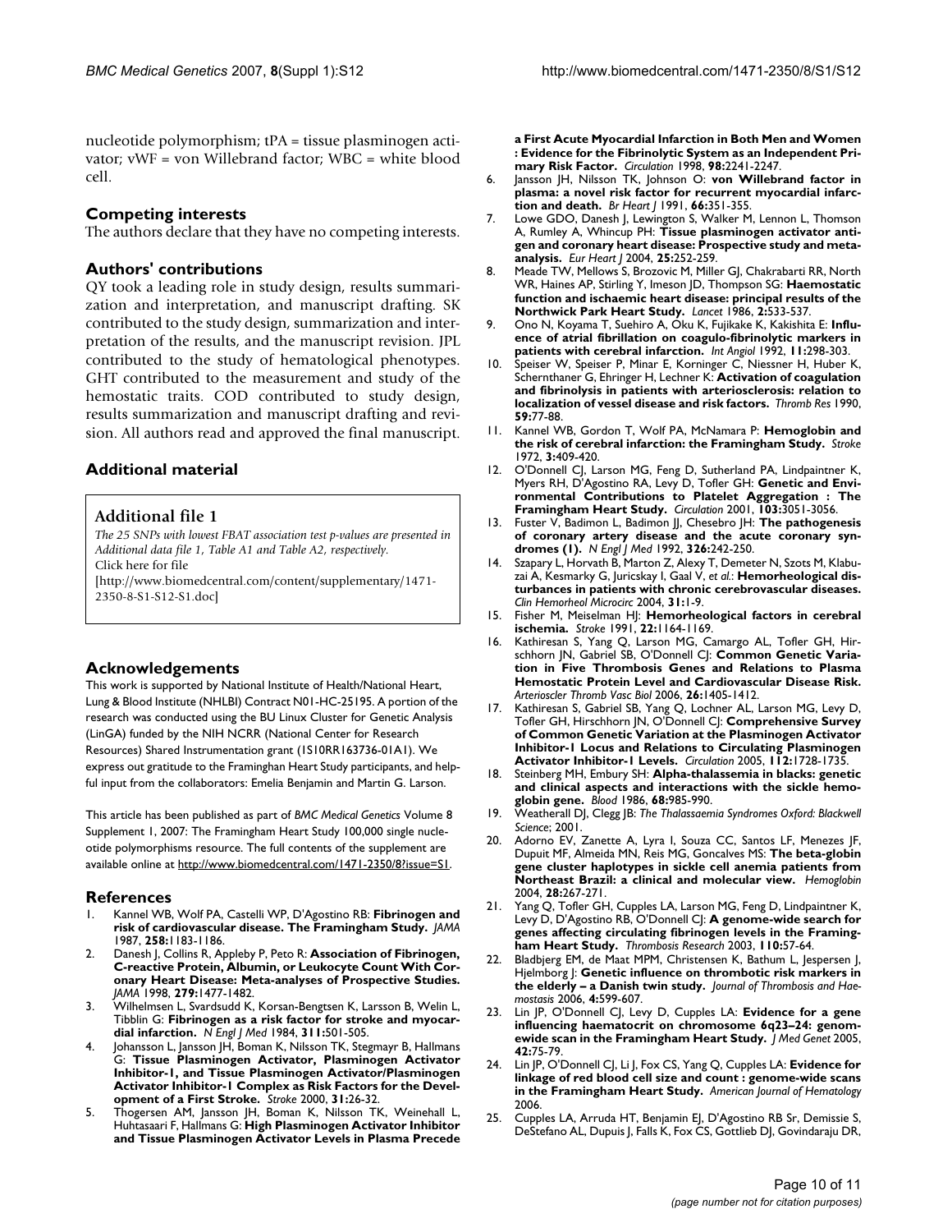nucleotide polymorphism; tPA = tissue plasminogen activator; vWF = von Willebrand factor; WBC = white blood cell.

## Competing interests

The authors declare that they have no competing interests.

## Authors' contributions

QY took a leading role in study design, results summarization and interpretation, and manuscript drafting. SK contributed to the study design, summarization and interpretation of the results, and the manuscript revision. JPL contributed to the study of hematological phenotypes. GHT contributed to the measurement and study of the hemostatic traits. COD contributed to study design, results summarization and manuscript drafting and revision. All authors read and approved the final manuscript.

## Additional material

### Additional file 1

*The 25 SNPs with lowest FBAT association test p-values are presented in Additional data file 1, Table A1 and Table A2, respectively.*
Click here for file
[http://www.biomedcentral.com/content/supplementary/1471-2350-8-S1-S12-S1.doc]

## Acknowledgements

This work is supported by National Institute of Health/National Heart, Lung & Blood Institute (NHLBI) Contract N01-HC-25195. A portion of the research was conducted using the BU Linux Cluster for Genetic Analysis (LinGA) funded by the NIH NCRR (National Center for Research Resources) Shared Instrumentation grant (1S10RR163736-01A1). We express out gratitude to the Framinghan Heart Study participants, and helpful input from the collaborators: Emelia Benjamin and Martin G. Larson.

This article has been published as part of *BMC Medical Genetics* Volume 8 Supplement 1, 2007: The Framingham Heart Study 100,000 single nucleotide polymorphisms resource. The full contents of the supplement are available online at http://www.biomedcentral.com/1471-2350/8?issue=S1.

## References

1. Kannel WB, Wolf PA, Castelli WP, D'Agostino RB: **Fibrinogen and risk of cardiovascular disease. The Framingham Study.** *JAMA* 1987, **258:**1183-1186.
2. Danesh J, Collins R, Appleby P, Peto R: **Association of Fibrinogen, C-reactive Protein, Albumin, or Leukocyte Count With Coronary Heart Disease: Meta-analyses of Prospective Studies.** *JAMA* 1998, **279:**1477-1482.
3. Wilhelmsen L, Svardsudd K, Korsan-Bengtsen K, Larsson B, Welin L, Tibblin G: **Fibrinogen as a risk factor for stroke and myocardial infarction.** *N Engl J Med* 1984, **311:**501-505.
4. Johansson L, Jansson JH, Boman K, Nilsson TK, Stegmayr B, Hallmans G: **Tissue Plasminogen Activator, Plasminogen Activator Inhibitor-1, and Tissue Plasminogen Activator/Plasminogen Activator Inhibitor-1 Complex as Risk Factors for the Development of a First Stroke.** *Stroke* 2000, **31:**26-32.
5. Thogersen AM, Jansson JH, Boman K, Nilsson TK, Weinehall L, Huhtasaari F, Hallmans G: **High Plasminogen Activator Inhibitor and Tissue Plasminogen Activator Levels in Plasma Precede a First Acute Myocardial Infarction in Both Men and Women : Evidence for the Fibrinolytic System as an Independent Primary Risk Factor.** *Circulation* 1998, **98:**2241-2247.
6. Jansson JH, Nilsson TK, Johnson O: **von Willebrand factor in plasma: a novel risk factor for recurrent myocardial infarction and death.** *Br Heart J* 1991, **66:**351-355.
7. Lowe GDO, Danesh J, Lewington S, Walker M, Lennon L, Thomson A, Rumley A, Whincup PH: **Tissue plasminogen activator antigen and coronary heart disease: Prospective study and meta-analysis.** *Eur Heart J* 2004, **25:**252-259.
8. Meade TW, Mellows S, Brozovic M, Miller GJ, Chakrabarti RR, North WR, Haines AP, Stirling Y, Imeson JD, Thompson SG: **Haemostatic function and ischaemic heart disease: principal results of the Northwick Park Heart Study.** *Lancet* 1986, **2:**533-537.
9. Ono N, Koyama T, Suehiro A, Oku K, Fujikake K, Kakishita E: **Influence of atrial fibrillation on coagulo-fibrinolytic markers in patients with cerebral infarction.** *Int Angiol* 1992, **11:**298-303.
10. Speiser W, Speiser P, Minar E, Korninger C, Niessner H, Huber K, Schernthaner G, Ehringer H, Lechner K: **Activation of coagulation and fibrinolysis in patients with arteriosclerosis: relation to localization of vessel disease and risk factors.** *Thromb Res* 1990, **59:**77-88.
11. Kannel WB, Gordon T, Wolf PA, McNamara P: **Hemoglobin and the risk of cerebral infarction: the Framingham Study.** *Stroke* 1972, **3:**409-420.
12. O'Donnell CJ, Larson MG, Feng D, Sutherland PA, Lindpaintner K, Myers RH, D'Agostino RA, Levy D, Tofler GH: **Genetic and Environmental Contributions to Platelet Aggregation : The Framingham Heart Study.** *Circulation* 2001, **103:**3051-3056.
13. Fuster V, Badimon L, Badimon JJ, Chesebro JH: **The pathogenesis of coronary artery disease and the acute coronary syndromes (1).** *N Engl J Med* 1992, **326:**242-250.
14. Szapary L, Horvath B, Marton Z, Alexy T, Demeter N, Szots M, Klabuzai A, Kesmarky G, Juricskay I, Gaal V, *et al.*: **Hemorheological disturbances in patients with chronic cerebrovascular diseases.** *Clin Hemorheol Microcirc* 2004, **31:**1-9.
15. Fisher M, Meiselman HJ: **Hemorheological factors in cerebral ischemia.** *Stroke* 1991, **22:**1164-1169.
16. Kathiresan S, Yang Q, Larson MG, Camargo AL, Tofler GH, Hirschhorn JN, Gabriel SB, O'Donnell CJ: **Common Genetic Variation in Five Thrombosis Genes and Relations to Plasma Hemostatic Protein Level and Cardiovascular Disease Risk.** *Arterioscler Thromb Vasc Biol* 2006, **26:**1405-1412.
17. Kathiresan S, Gabriel SB, Yang Q, Lochner AL, Larson MG, Levy D, Tofler GH, Hirschhorn JN, O'Donnell CJ: **Comprehensive Survey of Common Genetic Variation at the Plasminogen Activator Inhibitor-1 Locus and Relations to Circulating Plasminogen Activator Inhibitor-1 Levels.** *Circulation* 2005, **112:**1728-1735.
18. Steinberg MH, Embury SH: **Alpha-thalassemia in blacks: genetic and clinical aspects and interactions with the sickle hemoglobin gene.** *Blood* 1986, **68:**985-990.
19. Weatherall DJ, Clegg JB: *The Thalassaemia Syndromes Oxford: Blackwell Science*; 2001.
20. Adorno EV, Zanette A, Lyra I, Souza CC, Santos LF, Menezes JF, Dupuit MF, Almeida MN, Reis MG, Goncalves MS: **The beta-globin gene cluster haplotypes in sickle cell anemia patients from Northeast Brazil: a clinical and molecular view.** *Hemoglobin* 2004, **28:**267-271.
21. Yang Q, Tofler GH, Cupples LA, Larson MG, Feng D, Lindpaintner K, Levy D, D'Agostino RB, O'Donnell CJ: **A genome-wide search for genes affecting circulating fibrinogen levels in the Framingham Heart Study.** *Thrombosis Research* 2003, **110:**57-64.
22. Bladbjerg EM, de Maat MPM, Christensen K, Bathum L, Jespersen J, Hjelmborg J: **Genetic influence on thrombotic risk markers in the elderly – a Danish twin study.** *Journal of Thrombosis and Haemostasis* 2006, **4:**599-607.
23. Lin JP, O'Donnell CJ, Levy D, Cupples LA: **Evidence for a gene influencing haematocrit on chromosome 6q23–24: genomewide scan in the Framingham Heart Study.** *J Med Genet* 2005, **42:**75-79.
24. Lin JP, O'Donnell CJ, Li J, Fox CS, Yang Q, Cupples LA: **Evidence for linkage of red blood cell size and count : genome-wide scans in the Framingham Heart Study.** *American Journal of Hematology* 2006.
25. Cupples LA, Arruda HT, Benjamin EJ, D'Agostino RB Sr, Demissie S, DeStefano AL, Dupuis J, Falls K, Fox CS, Gottlieb DJ, Govindaraju DR,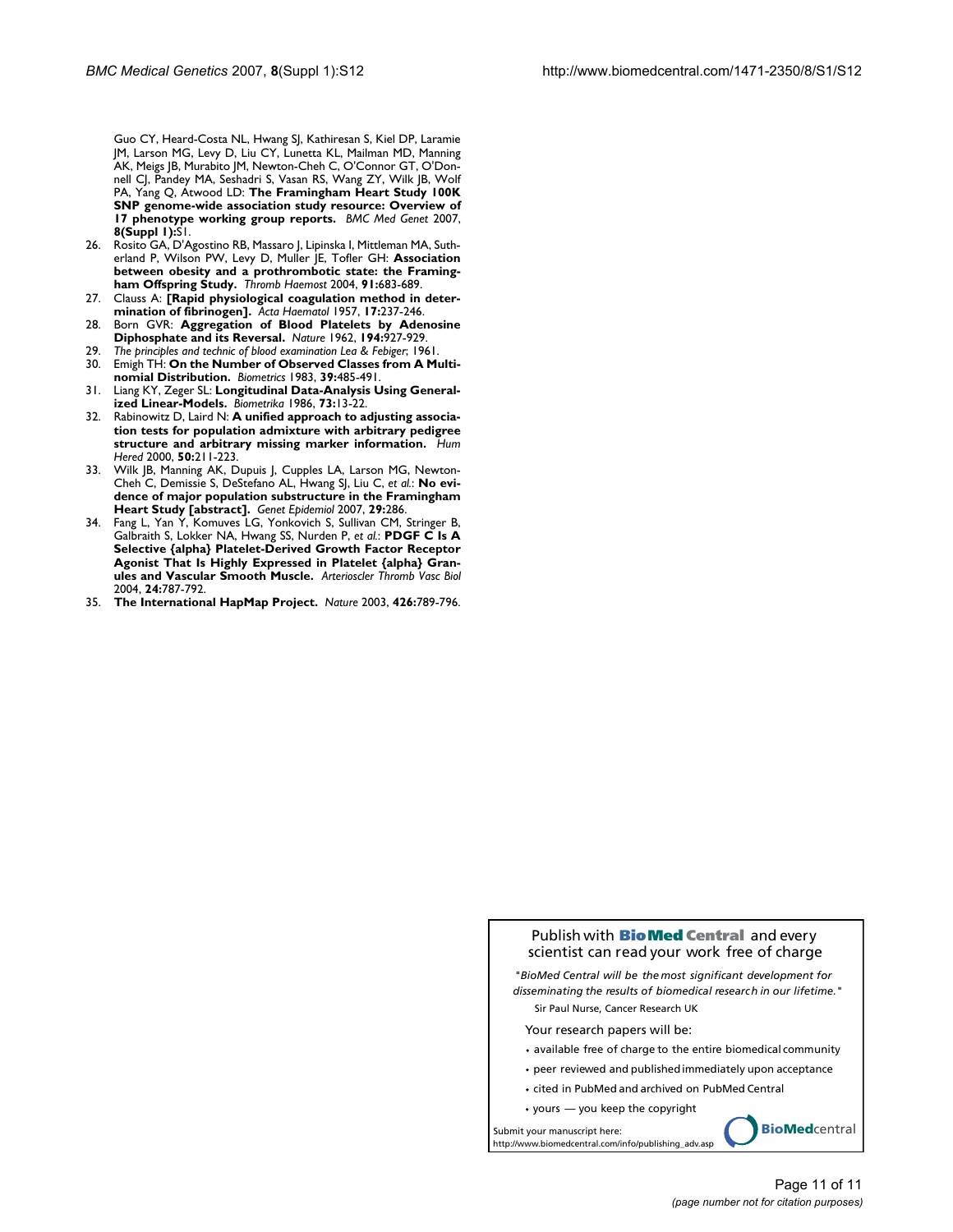Guo CY, Heard-Costa NL, Hwang SJ, Kathiresan S, Kiel DP, Laramie JM, Larson MG, Levy D, Liu CY, Lunetta KL, Mailman MD, Manning AK, Meigs JB, Murabito JM, Newton-Cheh C, O'Connor GT, O'Donnell CJ, Pandey MA, Seshadri S, Vasan RS, Wang ZY, Wilk JB, Wolf PA, Yang Q, Atwood LD: **The Framingham Heart Study 100K SNP genome-wide association study resource: Overview of 17 phenotype working group reports.** *BMC Med Genet* 2007, **8(Suppl 1):**S1.

26. Rosito GA, D'Agostino RB, Massaro J, Lipinska I, Mittleman MA, Sutherland P, Wilson PW, Levy D, Muller JE, Tofler GH: **Association between obesity and a prothrombotic state: the Framingham Offspring Study.** *Thromb Haemost* 2004, **91:**683-689.
27. Clauss A: **[Rapid physiological coagulation method in determination of fibrinogen].** *Acta Haematol* 1957, **17:**237-246.
28. Born GVR: **Aggregation of Blood Platelets by Adenosine Diphosphate and its Reversal.** *Nature* 1962, **194:**927-929.
29. *The principles and technic of blood examination Lea & Febiger*; 1961.
30. Emigh TH: **On the Number of Observed Classes from A Multinomial Distribution.** *Biometrics* 1983, **39:**485-491.
31. Liang KY, Zeger SL: **Longitudinal Data-Analysis Using Generalized Linear-Models.** *Biometrika* 1986, **73:**13-22.
32. Rabinowitz D, Laird N: **A unified approach to adjusting association tests for population admixture with arbitrary pedigree structure and arbitrary missing marker information.** *Hum Hered* 2000, **50:**211-223.
33. Wilk JB, Manning AK, Dupuis J, Cupples LA, Larson MG, Newton-Cheh C, Demissie S, DeStefano AL, Hwang SJ, Liu C, *et al.*: **No evidence of major population substructure in the Framingham Heart Study [abstract].** *Genet Epidemiol* 2007, **29:**286.
34. Fang L, Yan Y, Komuves LG, Yonkovich S, Sullivan CM, Stringer B, Galbraith S, Lokker NA, Hwang SS, Nurden P, *et al.*: **PDGF C Is A Selective {alpha} Platelet-Derived Growth Factor Receptor Agonist That Is Highly Expressed in Platelet {alpha} Granules and Vascular Smooth Muscle.** *Arterioscler Thromb Vasc Biol* 2004, **24:**787-792.
35. **The International HapMap Project.** *Nature* 2003, **426:**789-796.

Publish with **BioMed Central** and every scientist can read your work free of charge

*"BioMed Central will be the most significant development for disseminating the results of biomedical research in our lifetime."*

Sir Paul Nurse, Cancer Research UK

Your research papers will be:

- available free of charge to the entire biomedical community
- peer reviewed and published immediately upon acceptance
- cited in PubMed and archived on PubMed Central
- yours — you keep the copyright

Submit your manuscript here:
http://www.biomedcentral.com/info/publishing_adv.asp

**BioMed**central